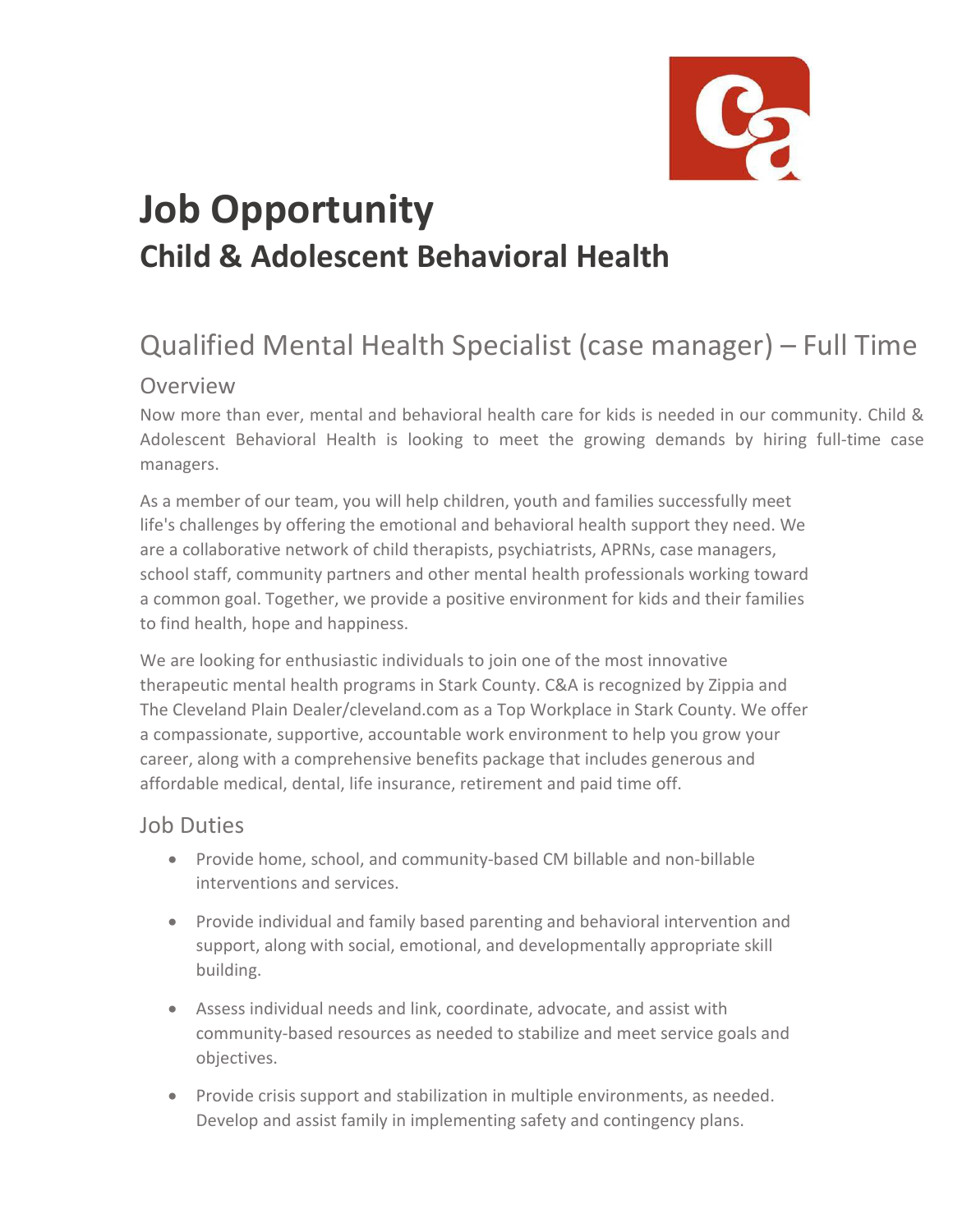# Job Opportunity

## Child & Adolescent Behavioral Health

## Qualified Mental Health Specialist (case manager) – Full Time

### Overview

Now more than ever, mental and behavioral health care for kids is needed in our community. Child & Adolescent Behavioral Health is looking to meet the growing demands by hiring full-time case managers.

As a member of our team, you will help children, youth and families successfully meet life's challenges by offering the emotional and behavioral health support they need. We are a collaborative network of child therapists, psychiatrists, APRNs, case managers, school staff, community partners and other mental health professionals working toward a common goal. Together, we provide a positive environment for kids and their families to find health, hope and happiness.

We are looking for enthusiastic individuals to join one of the most innovative therapeutic mental health programs in Stark County. C&A is recognized by Zippia and The Cleveland Plain Dealer/cleveland.com as a Top Workplace in Stark County. We offer a compassionate, supportive, accountable work environment to help you grow your career, along with a comprehensive benefits package that includes generous and affordable medical, dental, life insurance, retirement and paid time off.

### Job Duties

- Provide home, school, and community-based CM billable and non-billable interventions and services.
- Provide individual and family based parenting and behavioral intervention and support, along with social, emotional, and developmentally appropriate skill building.
- Assess individual needs and link, coordinate, advocate, and assist with community-based resources as needed to stabilize and meet service goals and objectives.
- Provide crisis support and stabilization in multiple environments, as needed. Develop and assist family in implementing safety and contingency plans.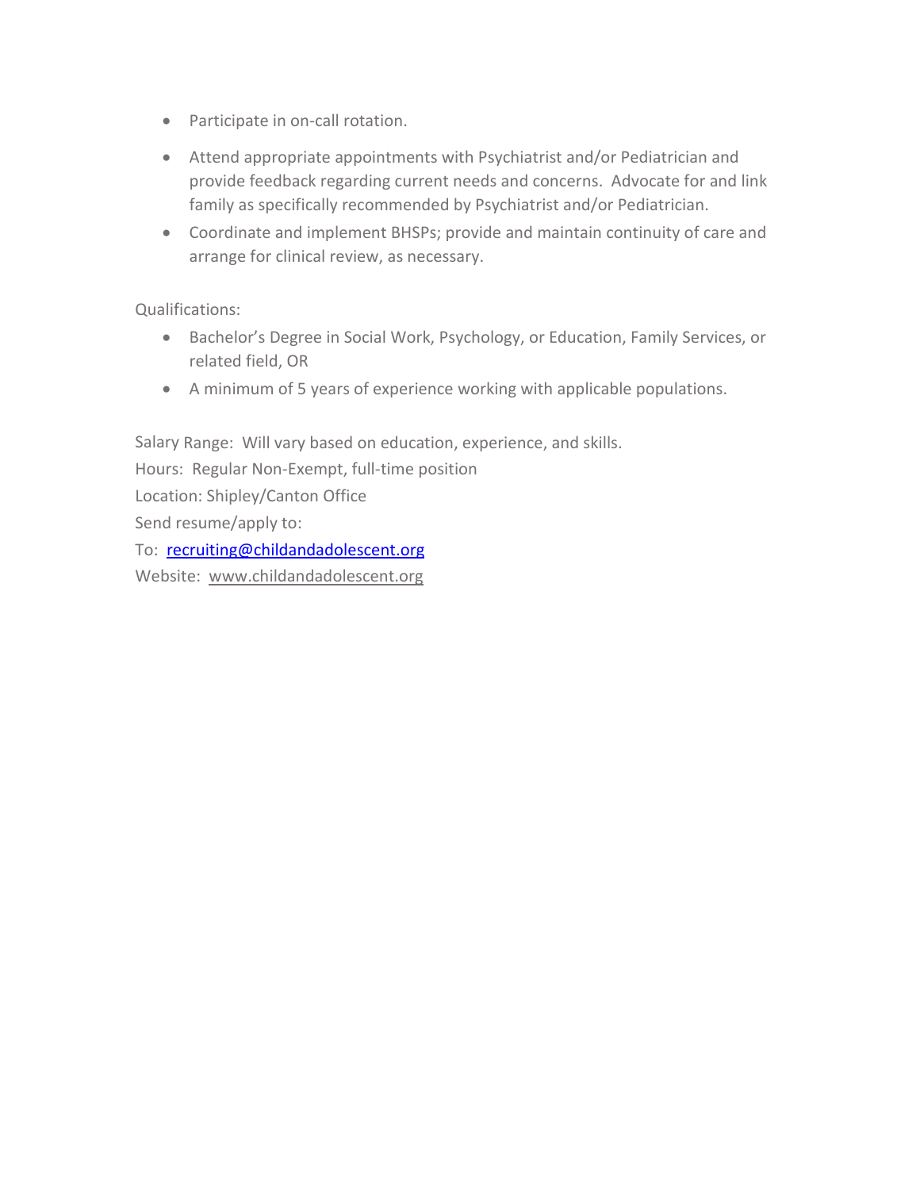- Participate in on-call rotation.
- Attend appropriate appointments with Psychiatrist and/or Pediatrician and provide feedback regarding current needs and concerns. Advocate for and link family as specifically recommended by Psychiatrist and/or Pediatrician.
- Coordinate and implement BHSPs; provide and maintain continuity of care and arrange for clinical review, as necessary.

Qualifications:

- Bachelor's Degree in Social Work, Psychology, or Education, Family Services, or related field, OR
- A minimum of 5 years of experience working with applicable populations.

Salary Range: Will vary based on education, experience, and skills.

Hours: Regular Non-Exempt, full-time position

Location: Shipley/Canton Office

Send resume/apply to:

To: recruiting@childandadolescent.org

Website: www.childandadolescent.org